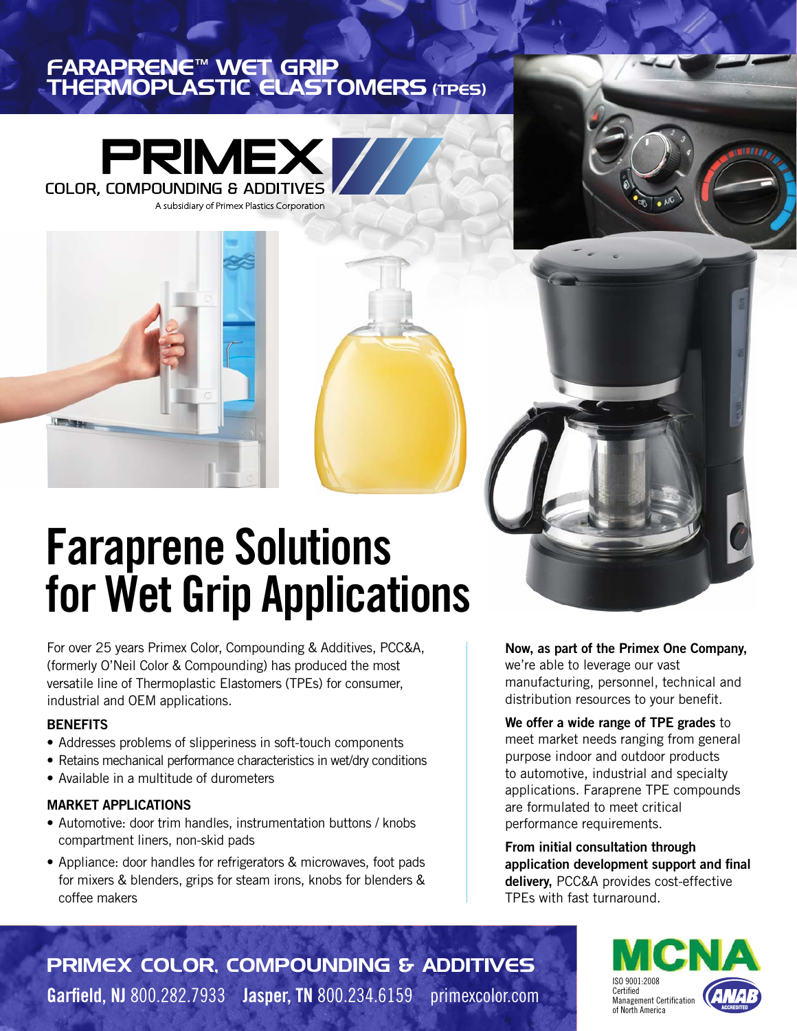# FARAPRENE™ WET GRIP THERMOPLASTIC ELASTOMERS (TPES)

**PRIMEX**
COLOR, COMPOUNDING & ADDITIVES
A subsidiary of Primex Plastics Corporation

# Faraprene Solutions for Wet Grip Applications

For over 25 years Primex Color, Compounding & Additives, PCC&A, (formerly O'Neil Color & Compounding) has produced the most versatile line of Thermoplastic Elastomers (TPEs) for consumer, industrial and OEM applications.

### BENEFITS

- Addresses problems of slipperiness in soft-touch components
- Retains mechanical performance characteristics in wet/dry conditions
- Available in a multitude of durometers

### MARKET APPLICATIONS

- Automotive: door trim handles, instrumentation buttons / knobs compartment liners, non-skid pads
- Appliance: door handles for refrigerators & microwaves, foot pads for mixers & blenders, grips for steam irons, knobs for blenders & coffee makers

**Now, as part of the Primex One Company,** we're able to leverage our vast manufacturing, personnel, technical and distribution resources to your benefit.

**We offer a wide range of TPE grades** to meet market needs ranging from general purpose indoor and outdoor products to automotive, industrial and specialty applications. Faraprene TPE compounds are formulated to meet critical performance requirements.

**From initial consultation through application development support and final delivery,** PCC&A provides cost-effective TPEs with fast turnaround.

**PRIMEX COLOR, COMPOUNDING & ADDITIVES**

**Garfield, NJ** 800.282.7933 **Jasper, TN** 800.234.6159 primexcolor.com

MCNA
ISO 9001:2008 Certified
Management Certification of North America
ANAB ACCREDITED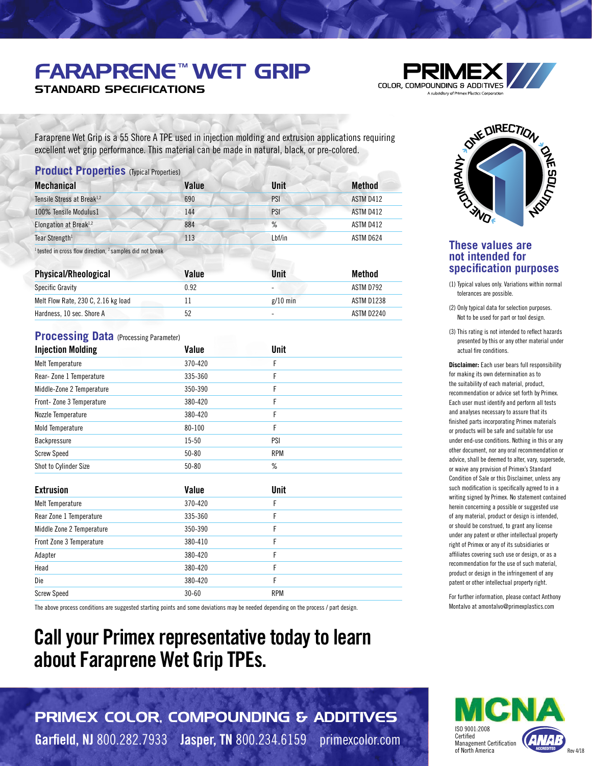# FARAPRENE™ WET GRIP

## STANDARD SPECIFICATIONS

PRIMEX COLOR, COMPOUNDING & ADDITIVES
A subsidiary of Primex Plastics Corporation

Faraprene Wet Grip is a 55 Shore A TPE used in injection molding and extrusion applications requiring excellent wet grip performance. This material can be made in natural, black, or pre-colored.

## Product Properties (Typical Properties)

| Mechanical | Value | Unit | Method |
|---|---|---|---|
| Tensile Stress at Break[1,2] | 690 | PSI | ASTM D412 |
| 100% Tensile Modulus1 | 144 | PSI | ASTM D412 |
| Elongation at Break[1,2] | 884 | % | ASTM D412 |
| Tear Strength[1] | 113 | Lbf/in | ASTM D624 |

[1] tested in cross flow direction, [2] samples did not break

| Physical/Rheological | Value | Unit | Method |
|---|---|---|---|
| Specific Gravity | 0.92 | - | ASTM D792 |
| Melt Flow Rate, 230 C, 2.16 kg load | 11 | g/10 min | ASTM D1238 |
| Hardness, 10 sec. Shore A | 52 | - | ASTM D2240 |

## Processing Data (Processing Parameter)

| Injection Molding | Value | Unit |
|---|---|---|
| Melt Temperature | 370-420 | F |
| Rear- Zone 1 Temperature | 335-360 | F |
| Middle-Zone 2 Temperature | 350-390 | F |
| Front- Zone 3 Temperature | 380-420 | F |
| Nozzle Temperature | 380-420 | F |
| Mold Temperature | 80-100 | F |
| Backpressure | 15-50 | PSI |
| Screw Speed | 50-80 | RPM |
| Shot to Cylinder Size | 50-80 | % |

| Extrusion | Value | Unit |
|---|---|---|
| Melt Temperature | 370-420 | F |
| Rear Zone 1 Temperature | 335-360 | F |
| Middle Zone 2 Temperature | 350-390 | F |
| Front Zone 3 Temperature | 380-410 | F |
| Adapter | 380-420 | F |
| Head | 380-420 | F |
| Die | 380-420 | F |
| Screw Speed | 30-60 | RPM |

The above process conditions are suggested starting points and some deviations may be needed depending on the process / part design.

### These values are not intended for specification purposes

(1) Typical values only. Variations within normal tolerances are possible.

(2) Only typical data for selection purposes. Not to be used for part or tool design.

(3) This rating is not intended to reflect hazards presented by this or any other material under actual fire conditions.

**Disclaimer:** Each user bears full responsibility for making its own determination as to the suitability of each material, product, recommendation or advice set forth by Primex. Each user must identify and perform all tests and analyses necessary to assure that its finished parts incorporating Primex materials or products will be safe and suitable for use under end-use conditions. Nothing in this or any other document, nor any oral recommendation or advice, shall be deemed to alter, vary, supersede, or waive any provision of Primex's Standard Condition of Sale or this Disclaimer, unless any such modification is specifically agreed to in a writing signed by Primex. No statement contained herein concerning a possible or suggested use of any material, product or design is intended, or should be construed, to grant any license under any patent or other intellectual property right of Primex or any of its subsidiaries or affiliates covering such use or design, or as a recommendation for the use of such material, product or design in the infringement of any patent or other intellectual property right.

For further information, please contact Anthony Montalvo at amontalvo@primexplastics.com

# Call your Primex representative today to learn about Faraprene Wet Grip TPEs.

**PRIMEX COLOR, COMPOUNDING & ADDITIVES**

**Garfield, NJ** 800.282.7933 **Jasper, TN** 800.234.6159 primexcolor.com

MCNA ISO 9001:2008 Certified Management Certification of North America

ANAB ACCREDITED

Rev 4/18